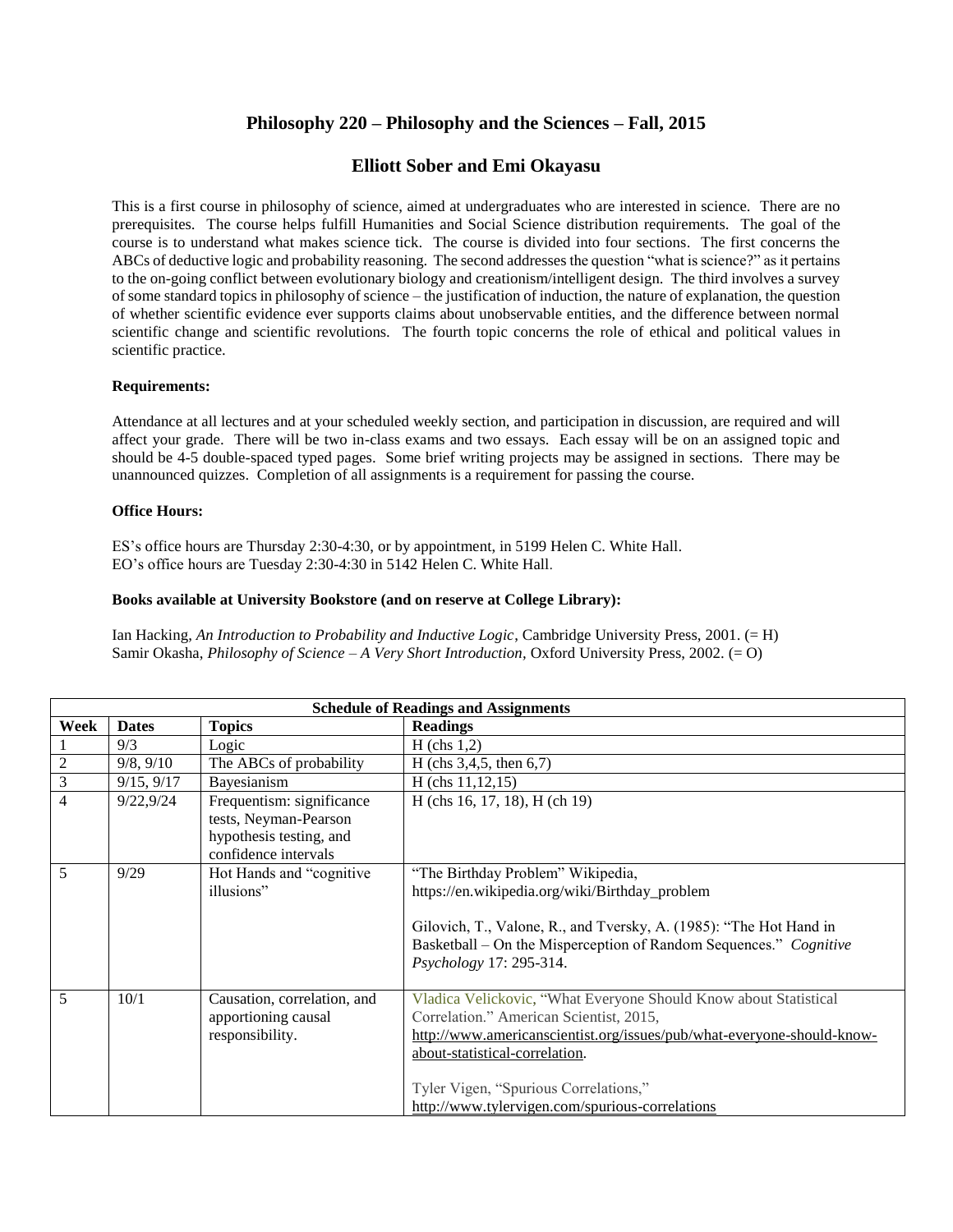# Philosophy 220 – Philosophy and the Sciences – Fall, 2015

## Elliott Sober and Emi Okayasu

This is a first course in philosophy of science, aimed at undergraduates who are interested in science. There are no prerequisites. The course helps fulfill Humanities and Social Science distribution requirements. The goal of the course is to understand what makes science tick. The course is divided into four sections. The first concerns the ABCs of deductive logic and probability reasoning. The second addresses the question "what is science?" as it pertains to the on-going conflict between evolutionary biology and creationism/intelligent design. The third involves a survey of some standard topics in philosophy of science – the justification of induction, the nature of explanation, the question of whether scientific evidence ever supports claims about unobservable entities, and the difference between normal scientific change and scientific revolutions. The fourth topic concerns the role of ethical and political values in scientific practice.

**Requirements:**

Attendance at all lectures and at your scheduled weekly section, and participation in discussion, are required and will affect your grade. There will be two in-class exams and two essays. Each essay will be on an assigned topic and should be 4-5 double-spaced typed pages. Some brief writing projects may be assigned in sections. There may be unannounced quizzes. Completion of all assignments is a requirement for passing the course.

**Office Hours:**

ES's office hours are Thursday 2:30-4:30, or by appointment, in 5199 Helen C. White Hall.
EO's office hours are Tuesday 2:30-4:30 in 5142 Helen C. White Hall.

**Books available at University Bookstore (and on reserve at College Library):**

Ian Hacking, *An Introduction to Probability and Inductive Logic*, Cambridge University Press, 2001. (= H)
Samir Okasha, *Philosophy of Science – A Very Short Introduction*, Oxford University Press, 2002. (= O)

**Schedule of Readings and Assignments**

| Week | Dates | Topics | Readings |
|---|---|---|---|
| 1 | 9/3 | Logic | H (chs 1,2) |
| 2 | 9/8, 9/10 | The ABCs of probability | H (chs 3,4,5, then 6,7) |
| 3 | 9/15, 9/17 | Bayesianism | H (chs 11,12,15) |
| 4 | 9/22,9/24 | Frequentism: significance tests, Neyman-Pearson hypothesis testing, and confidence intervals | H (chs 16, 17, 18), H (ch 19) |
| 5 | 9/29 | Hot Hands and "cognitive illusions" | "The Birthday Problem" Wikipedia, https://en.wikipedia.org/wiki/Birthday_problem<br><br>Gilovich, T., Valone, R., and Tversky, A. (1985): "The Hot Hand in Basketball – On the Misperception of Random Sequences." *Cognitive Psychology* 17: 295-314. |
| 5 | 10/1 | Causation, correlation, and apportioning causal responsibility. | Vladica Velickovic, "What Everyone Should Know about Statistical Correlation." American Scientist, 2015, http://www.americanscientist.org/issues/pub/what-everyone-should-know-about-statistical-correlation.<br><br>Tyler Vigen, "Spurious Correlations," http://www.tylervigen.com/spurious-correlations |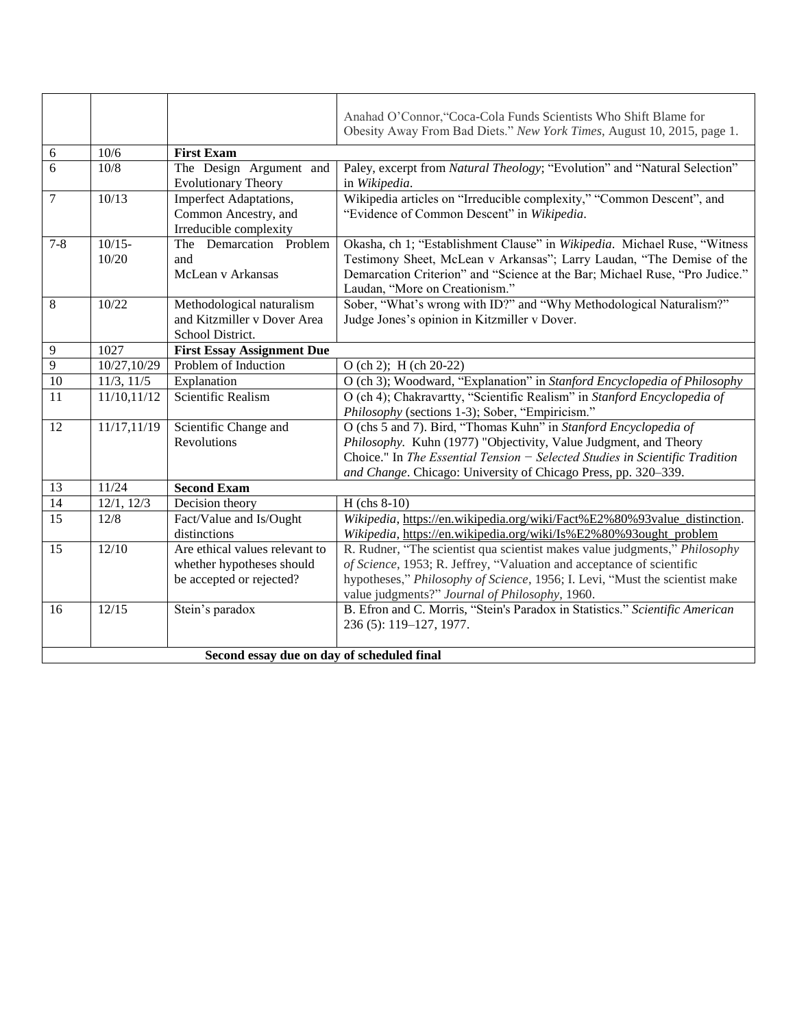| | | | |
|---|---|---|---|
| | | | Anahad O'Connor,"Coca-Cola Funds Scientists Who Shift Blame for Obesity Away From Bad Diets." *New York Times*, August 10, 2015, page 1. |
| 6 | 10/6 | **First Exam** | |
| 6 | 10/8 | The Design Argument and Evolutionary Theory | Paley, excerpt from *Natural Theology*; "Evolution" and "Natural Selection" in *Wikipedia*. |
| 7 | 10/13 | Imperfect Adaptations, Common Ancestry, and Irreducible complexity | Wikipedia articles on "Irreducible complexity," "Common Descent", and "Evidence of Common Descent" in *Wikipedia*. |
| 7-8 | 10/15-10/20 | The Demarcation Problem and McLean v Arkansas | Okasha, ch 1; "Establishment Clause" in *Wikipedia*. Michael Ruse, "Witness Testimony Sheet, McLean v Arkansas"; Larry Laudan, "The Demise of the Demarcation Criterion" and "Science at the Bar; Michael Ruse, "Pro Judice." Laudan, "More on Creationism." |
| 8 | 10/22 | Methodological naturalism and Kitzmiller v Dover Area School District. | Sober, "What's wrong with ID?" and "Why Methodological Naturalism?" Judge Jones's opinion in Kitzmiller v Dover. |
| 9 | 1027 | **First Essay Assignment Due** | |
| 9 | 10/27,10/29 | Problem of Induction | O (ch 2); H (ch 20-22) |
| 10 | 11/3, 11/5 | Explanation | O (ch 3); Woodward, "Explanation" in *Stanford Encyclopedia of Philosophy* |
| 11 | 11/10,11/12 | Scientific Realism | O (ch 4); Chakravartty, "Scientific Realism" in *Stanford Encyclopedia of Philosophy* (sections 1-3); Sober, "Empiricism." |
| 12 | 11/17,11/19 | Scientific Change and Revolutions | O (chs 5 and 7). Bird, "Thomas Kuhn" in *Stanford Encyclopedia of Philosophy*. Kuhn (1977) "Objectivity, Value Judgment, and Theory Choice." In *The Essential Tension − Selected Studies in Scientific Tradition and Change*. Chicago: University of Chicago Press, pp. 320–339. |
| 13 | 11/24 | **Second Exam** | |
| 14 | 12/1, 12/3 | Decision theory | H (chs 8-10) |
| 15 | 12/8 | Fact/Value and Is/Ought distinctions | *Wikipedia*, https://en.wikipedia.org/wiki/Fact%E2%80%93value_distinction. *Wikipedia*, https://en.wikipedia.org/wiki/Is%E2%80%93ought_problem |
| 15 | 12/10 | Are ethical values relevant to whether hypotheses should be accepted or rejected? | R. Rudner, "The scientist qua scientist makes value judgments," *Philosophy of Science*, 1953; R. Jeffrey, "Valuation and acceptance of scientific hypotheses," *Philosophy of Science*, 1956; I. Levi, "Must the scientist make value judgments?" *Journal of Philosophy*, 1960. |
| 16 | 12/15 | Stein's paradox | B. Efron and C. Morris, "Stein's Paradox in Statistics." *Scientific American* 236 (5): 119–127, 1977. |
| **Second essay due on day of scheduled final** | | | |